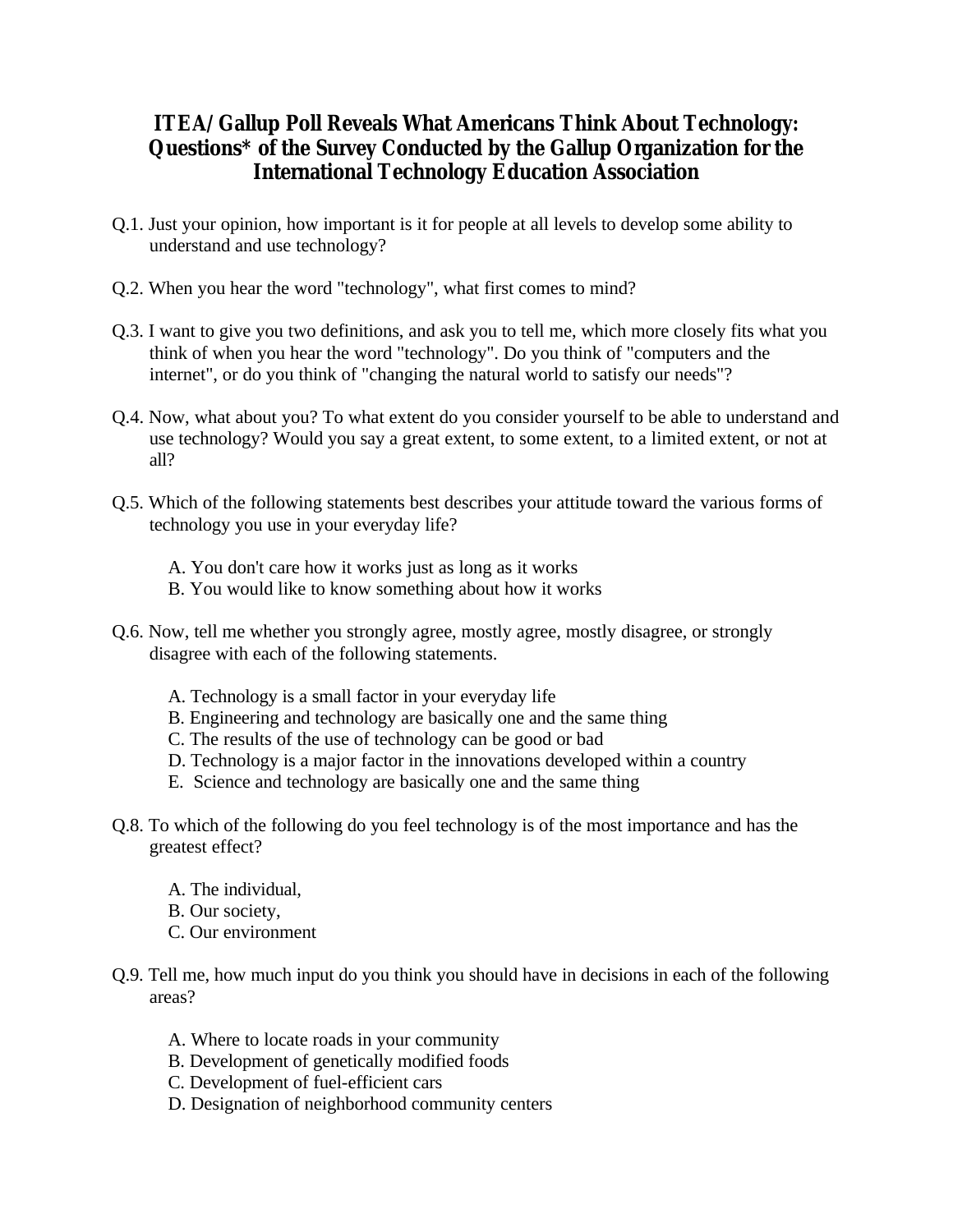# ITEA/Gallup Poll Reveals What Americans Think About Technology: Questions* of the Survey Conducted by the Gallup Organization for the International Technology Education Association

Q.1. Just your opinion, how important is it for people at all levels to develop some ability to understand and use technology?

Q.2. When you hear the word "technology", what first comes to mind?

Q.3. I want to give you two definitions, and ask you to tell me, which more closely fits what you think of when you hear the word "technology". Do you think of "computers and the internet", or do you think of "changing the natural world to satisfy our needs"?

Q.4. Now, what about you? To what extent do you consider yourself to be able to understand and use technology? Would you say a great extent, to some extent, to a limited extent, or not at all?

Q.5. Which of the following statements best describes your attitude toward the various forms of technology you use in your everyday life?

A. You don't care how it works just as long as it works
B. You would like to know something about how it works

Q.6. Now, tell me whether you strongly agree, mostly agree, mostly disagree, or strongly disagree with each of the following statements.

A. Technology is a small factor in your everyday life
B. Engineering and technology are basically one and the same thing
C. The results of the use of technology can be good or bad
D. Technology is a major factor in the innovations developed within a country
E. Science and technology are basically one and the same thing

Q.8. To which of the following do you feel technology is of the most importance and has the greatest effect?

A. The individual,
B. Our society,
C. Our environment

Q.9. Tell me, how much input do you think you should have in decisions in each of the following areas?

A. Where to locate roads in your community
B. Development of genetically modified foods
C. Development of fuel-efficient cars
D. Designation of neighborhood community centers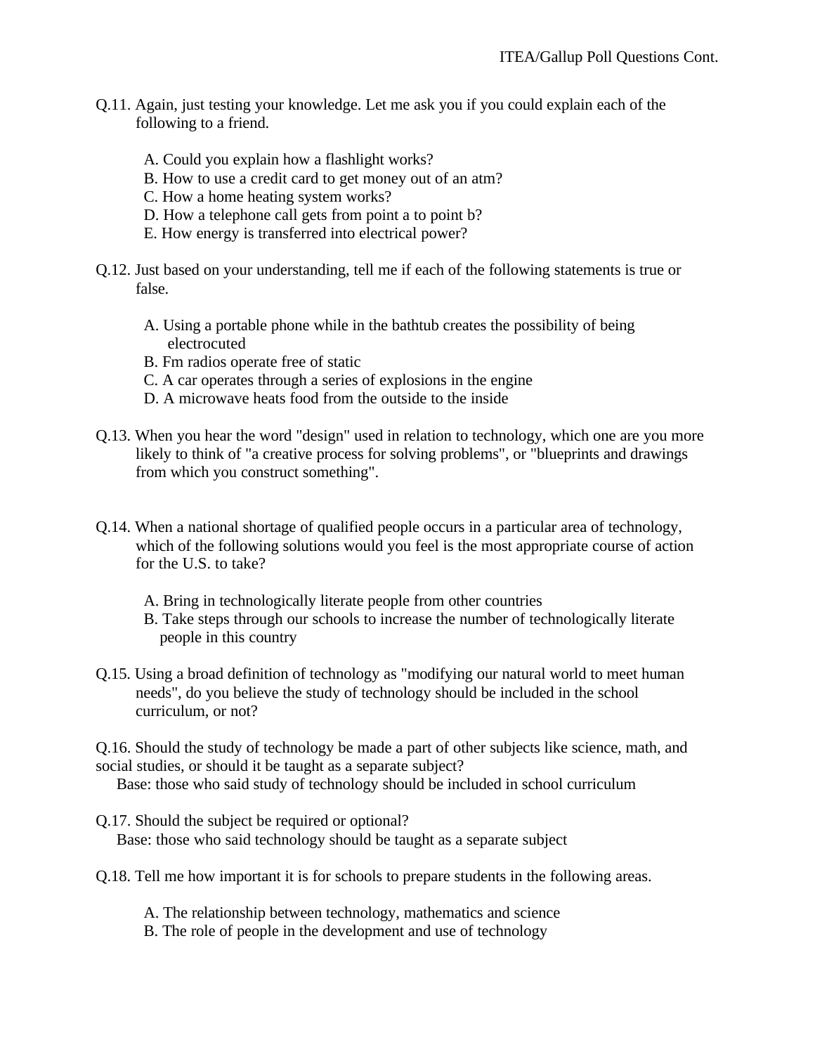Q.11. Again, just testing your knowledge. Let me ask you if you could explain each of the following to a friend.

- A. Could you explain how a flashlight works?
- B. How to use a credit card to get money out of an atm?
- C. How a home heating system works?
- D. How a telephone call gets from point a to point b?
- E. How energy is transferred into electrical power?

Q.12. Just based on your understanding, tell me if each of the following statements is true or false.

- A. Using a portable phone while in the bathtub creates the possibility of being electrocuted
- B. Fm radios operate free of static
- C. A car operates through a series of explosions in the engine
- D. A microwave heats food from the outside to the inside

Q.13. When you hear the word "design" used in relation to technology, which one are you more likely to think of "a creative process for solving problems", or "blueprints and drawings from which you construct something".

Q.14. When a national shortage of qualified people occurs in a particular area of technology, which of the following solutions would you feel is the most appropriate course of action for the U.S. to take?

- A. Bring in technologically literate people from other countries
- B. Take steps through our schools to increase the number of technologically literate people in this country

Q.15. Using a broad definition of technology as "modifying our natural world to meet human needs", do you believe the study of technology should be included in the school curriculum, or not?

Q.16. Should the study of technology be made a part of other subjects like science, math, and social studies, or should it be taught as a separate subject?

Base: those who said study of technology should be included in school curriculum

Q.17. Should the subject be required or optional?

Base: those who said technology should be taught as a separate subject

Q.18. Tell me how important it is for schools to prepare students in the following areas.

- A. The relationship between technology, mathematics and science
- B. The role of people in the development and use of technology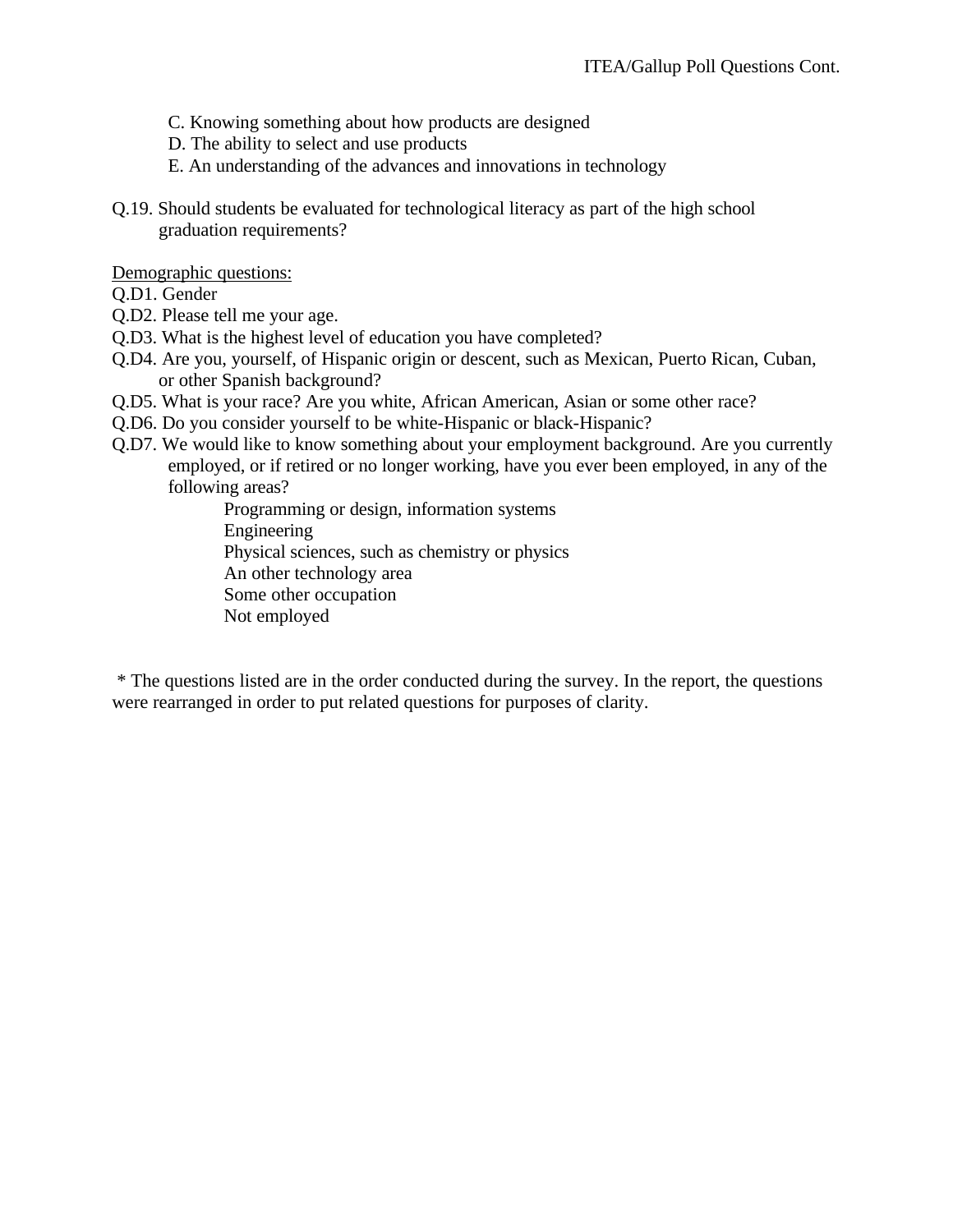C. Knowing something about how products are designed
D. The ability to select and use products
E. An understanding of the advances and innovations in technology

Q.19. Should students be evaluated for technological literacy as part of the high school graduation requirements?

<u>Demographic questions:</u>

Q.D1. Gender
Q.D2. Please tell me your age.
Q.D3. What is the highest level of education you have completed?
Q.D4. Are you, yourself, of Hispanic origin or descent, such as Mexican, Puerto Rican, Cuban, or other Spanish background?
Q.D5. What is your race? Are you white, African American, Asian or some other race?
Q.D6. Do you consider yourself to be white-Hispanic or black-Hispanic?
Q.D7. We would like to know something about your employment background. Are you currently employed, or if retired or no longer working, have you ever been employed, in any of the following areas?

Programming or design, information systems
Engineering
Physical sciences, such as chemistry or physics
An other technology area
Some other occupation
Not employed

* The questions listed are in the order conducted during the survey. In the report, the questions were rearranged in order to put related questions for purposes of clarity.